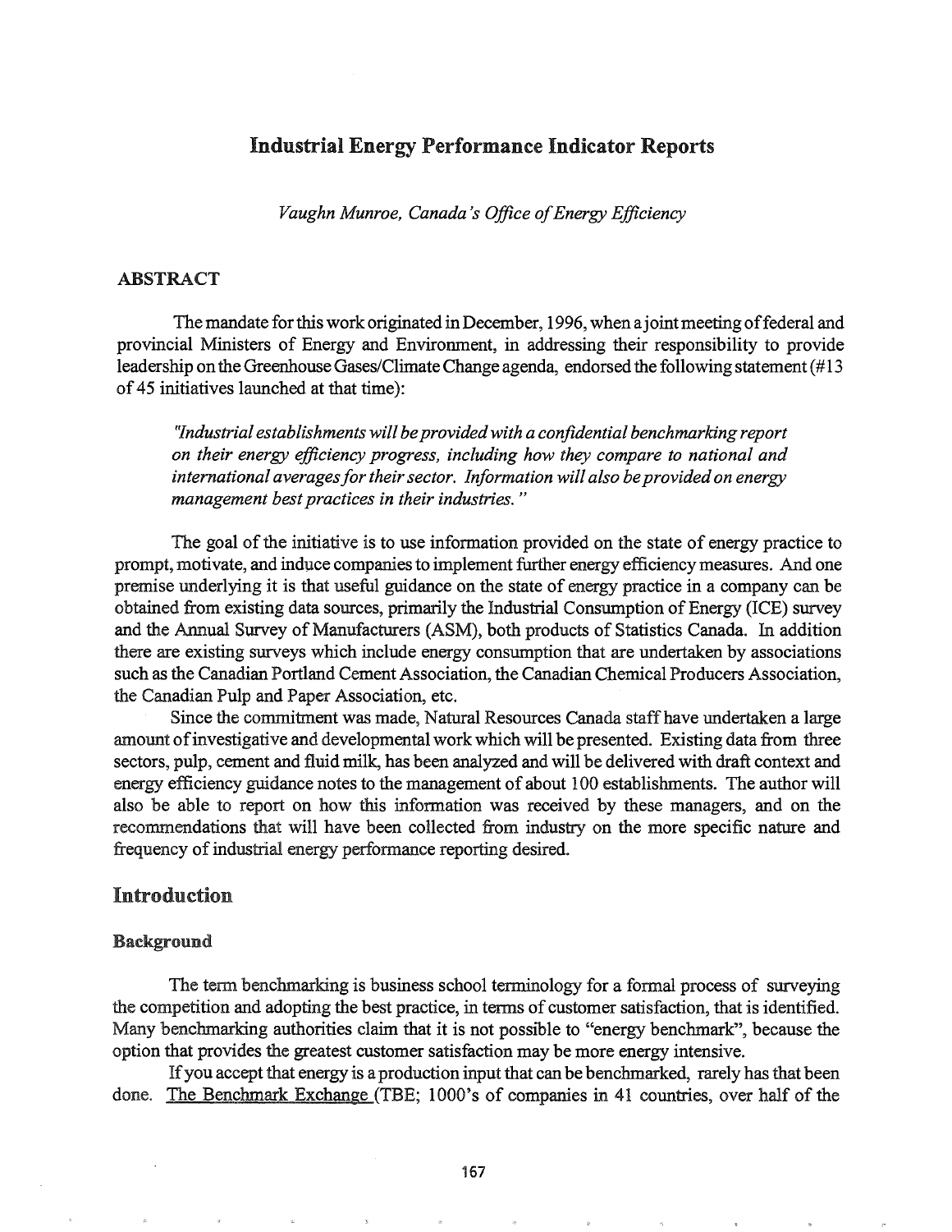# Industrial Energy Performance Indicator Reports

*Vaughn Munroe, Canada's Office of Energy Efficiency*

## ABSTRACT

The mandate for this work originated in December, 1996, when a joint meeting of federal and provincial Ministers of Energy and Environment, in addressing their responsibility to provide leadership on the Greenhouse Gases/Climate Change agenda, endorsed the following statement (#13 of 45 initiatives launched at that time):

> *"Industrial establishments will be provided with a confidential benchmarking report on their energy efficiency progress, including how they compare to national and international averages for their sector. Information will also be provided on energy management best practices in their industries."*

The goal of the initiative is to use information provided on the state of energy practice to prompt, motivate, and induce companies to implement further energy efficiency measures. And one premise underlying it is that useful guidance on the state of energy practice in a company can be obtained from existing data sources, primarily the Industrial Consumption of Energy (ICE) survey and the Annual Survey of Manufacturers (ASM), both products of Statistics Canada. In addition there are existing surveys which include energy consumption that are undertaken by associations such as the Canadian Portland Cement Association, the Canadian Chemical Producers Association, the Canadian Pulp and Paper Association, etc.

Since the commitment was made, Natural Resources Canada staff have undertaken a large amount of investigative and developmental work which will be presented. Existing data from three sectors, pulp, cement and fluid milk, has been analyzed and will be delivered with draft context and energy efficiency guidance notes to the management of about 100 establishments. The author will also be able to report on how this information was received by these managers, and on the recommendations that will have been collected from industry on the more specific nature and frequency of industrial energy performance reporting desired.

## Introduction

### Background

The term benchmarking is business school terminology for a formal process of surveying the competition and adopting the best practice, in terms of customer satisfaction, that is identified. Many benchmarking authorities claim that it is not possible to "energy benchmark", because the option that provides the greatest customer satisfaction may be more energy intensive.

If you accept that energy is a production input that can be benchmarked, rarely has that been done. The Benchmark Exchange (TBE; 1000's of companies in 41 countries, over half of the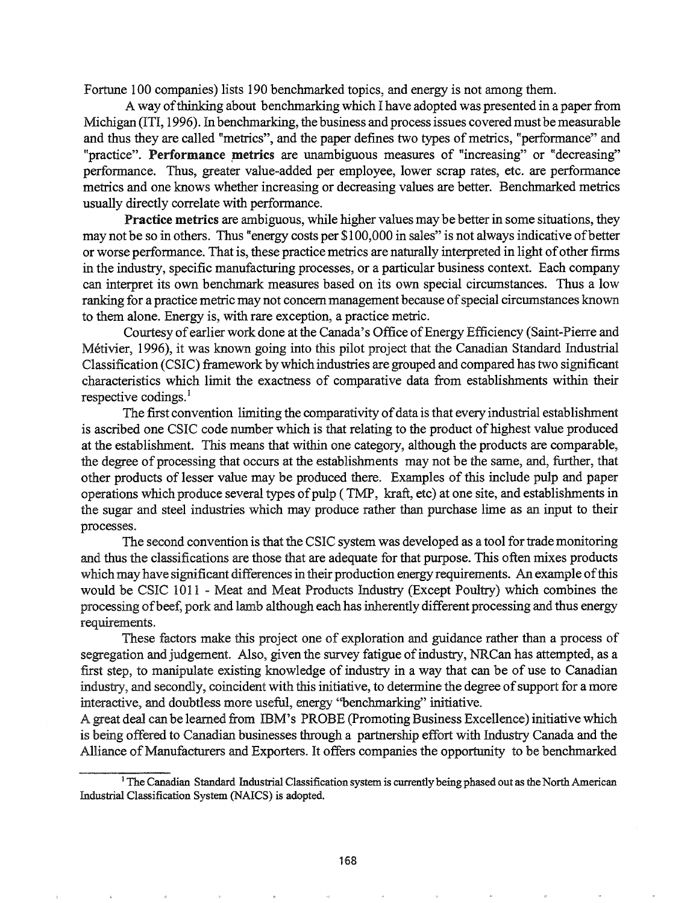Fortune 100 companies) lists 190 benchmarked topics, and energy is not among them.

A way of thinking about benchmarking which I have adopted was presented in a paper from Michigan (ITI, 1996). In benchmarking, the business and process issues covered must be measurable and thus they are called "metrics", and the paper defines two types of metrics, "performance" and "practice". **Performance metrics** are unambiguous measures of "increasing" or "decreasing" performance. Thus, greater value-added per employee, lower scrap rates, etc. are performance metrics and one knows whether increasing or decreasing values are better. Benchmarked metrics usually directly correlate with performance.

**Practice metrics** are ambiguous, while higher values may be better in some situations, they may not be so in others. Thus "energy costs per $100,000 in sales" is not always indicative of better or worse performance. That is, these practice metrics are naturally interpreted in light of other firms in the industry, specific manufacturing processes, or a particular business context. Each company can interpret its own benchmark measures based on its own special circumstances. Thus a low ranking for a practice metric may not concern management because of special circumstances known to them alone. Energy is, with rare exception, a practice metric.

Courtesy of earlier work done at the Canada's Office of Energy Efficiency (Saint-Pierre and Métivier, 1996), it was known going into this pilot project that the Canadian Standard Industrial Classification (CSIC) framework by which industries are grouped and compared has two significant characteristics which limit the exactness of comparative data from establishments within their respective codings.[1]

The first convention limiting the comparativity of data is that every industrial establishment is ascribed one CSIC code number which is that relating to the product of highest value produced at the establishment. This means that within one category, although the products are comparable, the degree of processing that occurs at the establishments may not be the same, and, further, that other products of lesser value may be produced there. Examples of this include pulp and paper operations which produce several types of pulp ( TMP, kraft, etc) at one site, and establishments in the sugar and steel industries which may produce rather than purchase lime as an input to their processes.

The second convention is that the CSIC system was developed as a tool for trade monitoring and thus the classifications are those that are adequate for that purpose. This often mixes products which may have significant differences in their production energy requirements. An example of this would be CSIC 1011 - Meat and Meat Products Industry (Except Poultry) which combines the processing of beef, pork and lamb although each has inherently different processing and thus energy requirements.

These factors make this project one of exploration and guidance rather than a process of segregation and judgement. Also, given the survey fatigue of industry, NRCan has attempted, as a first step, to manipulate existing knowledge of industry in a way that can be of use to Canadian industry, and secondly, coincident with this initiative, to determine the degree of support for a more interactive, and doubtless more useful, energy "benchmarking" initiative.

A great deal can be learned from IBM's PROBE (Promoting Business Excellence) initiative which is being offered to Canadian businesses through a partnership effort with Industry Canada and the Alliance of Manufacturers and Exporters. It offers companies the opportunity to be benchmarked

[1] The Canadian Standard Industrial Classification system is currently being phased out as the North American Industrial Classification System (NAICS) is adopted.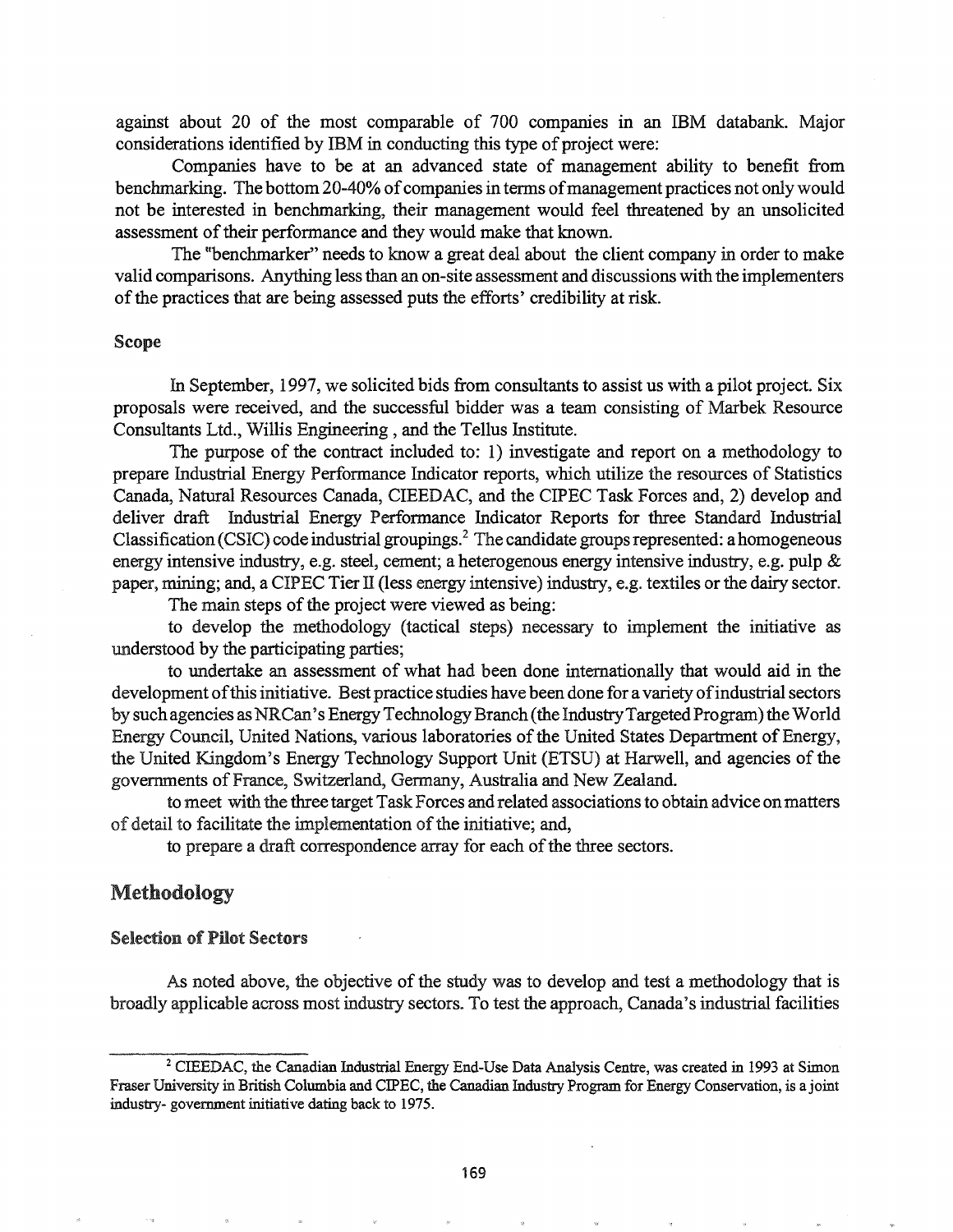against about 20 of the most comparable of 700 companies in an IBM databank. Major considerations identified by IBM in conducting this type of project were:

Companies have to be at an advanced state of management ability to benefit from benchmarking. The bottom 20-40% of companies in terms of management practices not only would not be interested in benchmarking, their management would feel threatened by an unsolicited assessment of their performance and they would make that known.

The "benchmarker" needs to know a great deal about the client company in order to make valid comparisons. Anything less than an on-site assessment and discussions with the implementers of the practices that are being assessed puts the efforts' credibility at risk.

### Scope

In September, 1997, we solicited bids from consultants to assist us with a pilot project. Six proposals were received, and the successful bidder was a team consisting of Marbek Resource Consultants Ltd., Willis Engineering , and the Tellus Institute.

The purpose of the contract included to: 1) investigate and report on a methodology to prepare Industrial Energy Performance Indicator reports, which utilize the resources of Statistics Canada, Natural Resources Canada, CIEEDAC, and the CIPEC Task Forces and, 2) develop and deliver draft Industrial Energy Performance Indicator Reports for three Standard Industrial Classification (CSIC) code industrial groupings.[2] The candidate groups represented: a homogeneous energy intensive industry, e.g. steel, cement; a heterogenous energy intensive industry, e.g. pulp & paper, mining; and, a CIPEC Tier II (less energy intensive) industry, e.g. textiles or the dairy sector.

The main steps of the project were viewed as being:

to develop the methodology (tactical steps) necessary to implement the initiative as understood by the participating parties;

to undertake an assessment of what had been done internationally that would aid in the development of this initiative. Best practice studies have been done for a variety of industrial sectors by such agencies as NRCan's Energy Technology Branch (the Industry Targeted Program) the World Energy Council, United Nations, various laboratories of the United States Department of Energy, the United Kingdom's Energy Technology Support Unit (ETSU) at Harwell, and agencies of the governments of France, Switzerland, Germany, Australia and New Zealand.

to meet with the three target Task Forces and related associations to obtain advice on matters of detail to facilitate the implementation of the initiative; and,

to prepare a draft correspondence array for each of the three sectors.

## Methodology

### Selection of Pilot Sectors

As noted above, the objective of the study was to develop and test a methodology that is broadly applicable across most industry sectors. To test the approach, Canada's industrial facilities

[2] CIEEDAC, the Canadian Industrial Energy End-Use Data Analysis Centre, was created in 1993 at Simon Fraser University in British Columbia and CIPEC, the Canadian Industry Program for Energy Conservation, is a joint industry- government initiative dating back to 1975.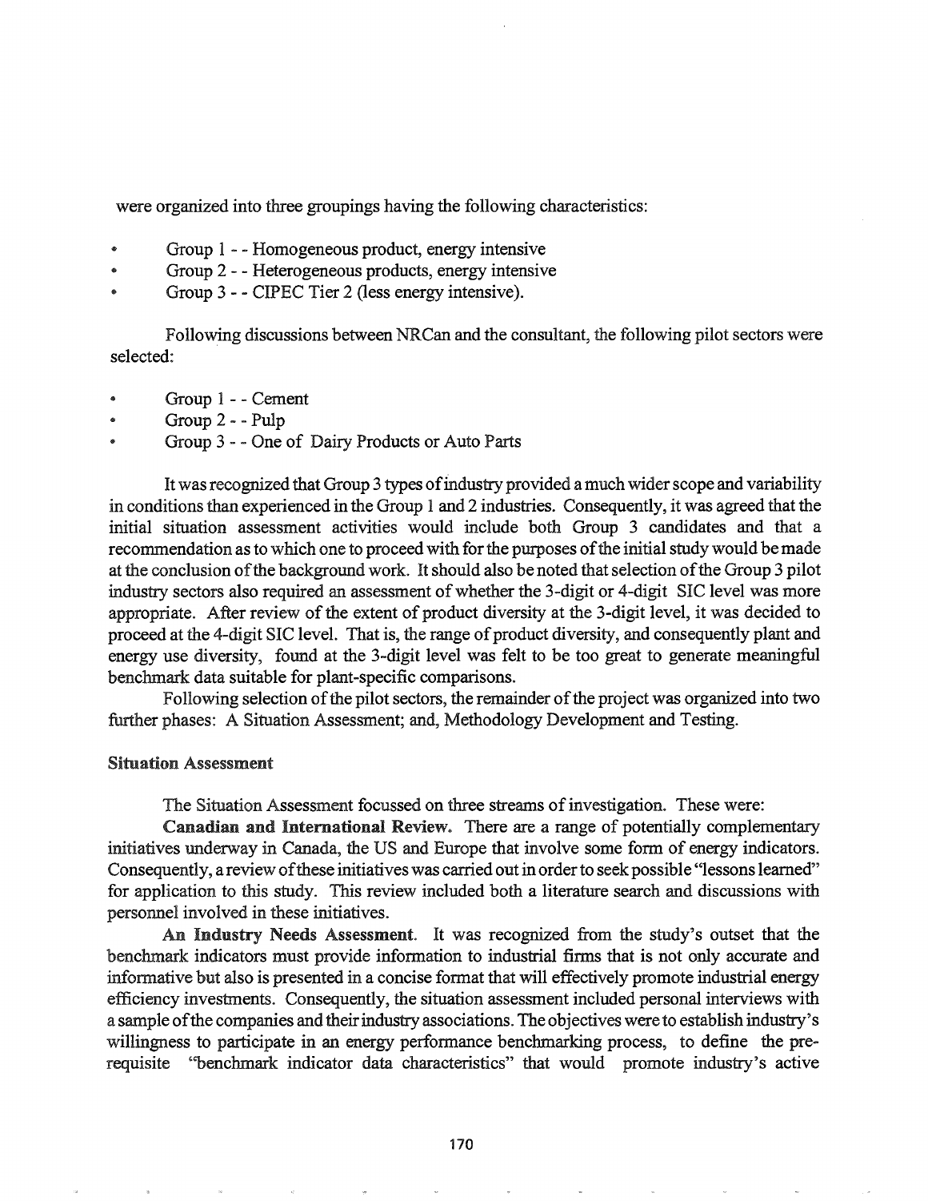were organized into three groupings having the following characteristics:

- Group 1 - - Homogeneous product, energy intensive
- Group 2 - - Heterogeneous products, energy intensive
- Group 3 - - CIPEC Tier 2 (less energy intensive).

Following discussions between NRCan and the consultant, the following pilot sectors were selected:

- Group 1 - - Cement
- Group 2 - - Pulp
- Group 3 - - One of Dairy Products or Auto Parts

It was recognized that Group 3 types of industry provided a much wider scope and variability in conditions than experienced in the Group 1 and 2 industries. Consequently, it was agreed that the initial situation assessment activities would include both Group 3 candidates and that a recommendation as to which one to proceed with for the purposes of the initial study would be made at the conclusion of the background work. It should also be noted that selection of the Group 3 pilot industry sectors also required an assessment of whether the 3-digit or 4-digit SIC level was more appropriate. After review of the extent of product diversity at the 3-digit level, it was decided to proceed at the 4-digit SIC level. That is, the range of product diversity, and consequently plant and energy use diversity, found at the 3-digit level was felt to be too great to generate meaningful benchmark data suitable for plant-specific comparisons.

Following selection of the pilot sectors, the remainder of the project was organized into two further phases: A Situation Assessment; and, Methodology Development and Testing.

### Situation Assessment

The Situation Assessment focussed on three streams of investigation. These were:

**Canadian and International Review.** There are a range of potentially complementary initiatives underway in Canada, the US and Europe that involve some form of energy indicators. Consequently, a review of these initiatives was carried out in order to seek possible "lessons learned" for application to this study. This review included both a literature search and discussions with personnel involved in these initiatives.

**An Industry Needs Assessment.** It was recognized from the study's outset that the benchmark indicators must provide information to industrial firms that is not only accurate and informative but also is presented in a concise format that will effectively promote industrial energy efficiency investments. Consequently, the situation assessment included personal interviews with a sample of the companies and their industry associations. The objectives were to establish industry's willingness to participate in an energy performance benchmarking process, to define the pre-requisite "benchmark indicator data characteristics" that would promote industry's active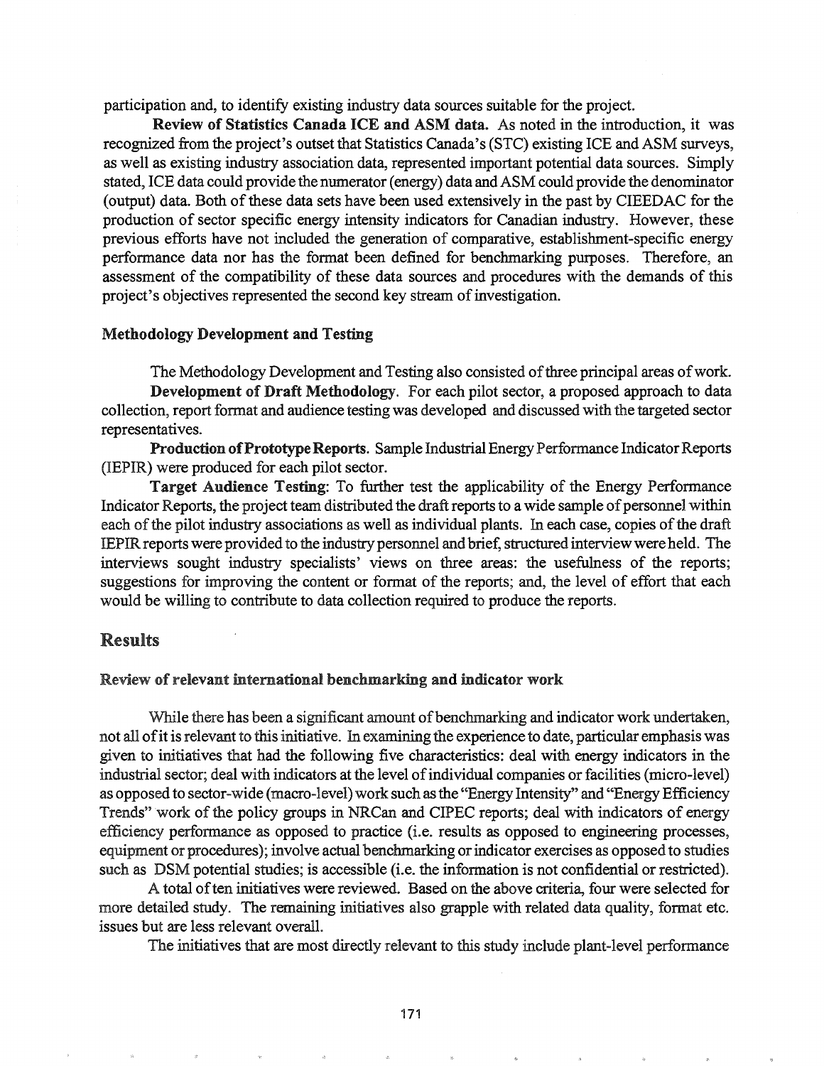participation and, to identify existing industry data sources suitable for the project.

**Review of Statistics Canada ICE and ASM data.** As noted in the introduction, it was recognized from the project's outset that Statistics Canada's (STC) existing ICE and ASM surveys, as well as existing industry association data, represented important potential data sources. Simply stated, ICE data could provide the numerator (energy) data and ASM could provide the denominator (output) data. Both of these data sets have been used extensively in the past by CIEEDAC for the production of sector specific energy intensity indicators for Canadian industry. However, these previous efforts have not included the generation of comparative, establishment-specific energy performance data nor has the format been defined for benchmarking purposes. Therefore, an assessment of the compatibility of these data sources and procedures with the demands of this project's objectives represented the second key stream of investigation.

### Methodology Development and Testing

The Methodology Development and Testing also consisted of three principal areas of work.

**Development of Draft Methodology**. For each pilot sector, a proposed approach to data collection, report format and audience testing was developed and discussed with the targeted sector representatives.

**Production of Prototype Reports**. Sample Industrial Energy Performance Indicator Reports (IEPIR) were produced for each pilot sector.

**Target Audience Testing**: To further test the applicability of the Energy Performance Indicator Reports, the project team distributed the draft reports to a wide sample of personnel within each of the pilot industry associations as well as individual plants. In each case, copies of the draft IEPIR reports were provided to the industry personnel and brief, structured interview were held. The interviews sought industry specialists' views on three areas: the usefulness of the reports; suggestions for improving the content or format of the reports; and, the level of effort that each would be willing to contribute to data collection required to produce the reports.

## Results

### Review of relevant international benchmarking and indicator work

While there has been a significant amount of benchmarking and indicator work undertaken, not all of it is relevant to this initiative. In examining the experience to date, particular emphasis was given to initiatives that had the following five characteristics: deal with energy indicators in the industrial sector; deal with indicators at the level of individual companies or facilities (micro-level) as opposed to sector-wide (macro-level) work such as the "Energy Intensity" and "Energy Efficiency Trends" work of the policy groups in NRCan and CIPEC reports; deal with indicators of energy efficiency performance as opposed to practice (i.e. results as opposed to engineering processes, equipment or procedures); involve actual benchmarking or indicator exercises as opposed to studies such as DSM potential studies; is accessible (i.e. the information is not confidential or restricted).

A total of ten initiatives were reviewed. Based on the above criteria, four were selected for more detailed study. The remaining initiatives also grapple with related data quality, format etc. issues but are less relevant overall.

The initiatives that are most directly relevant to this study include plant-level performance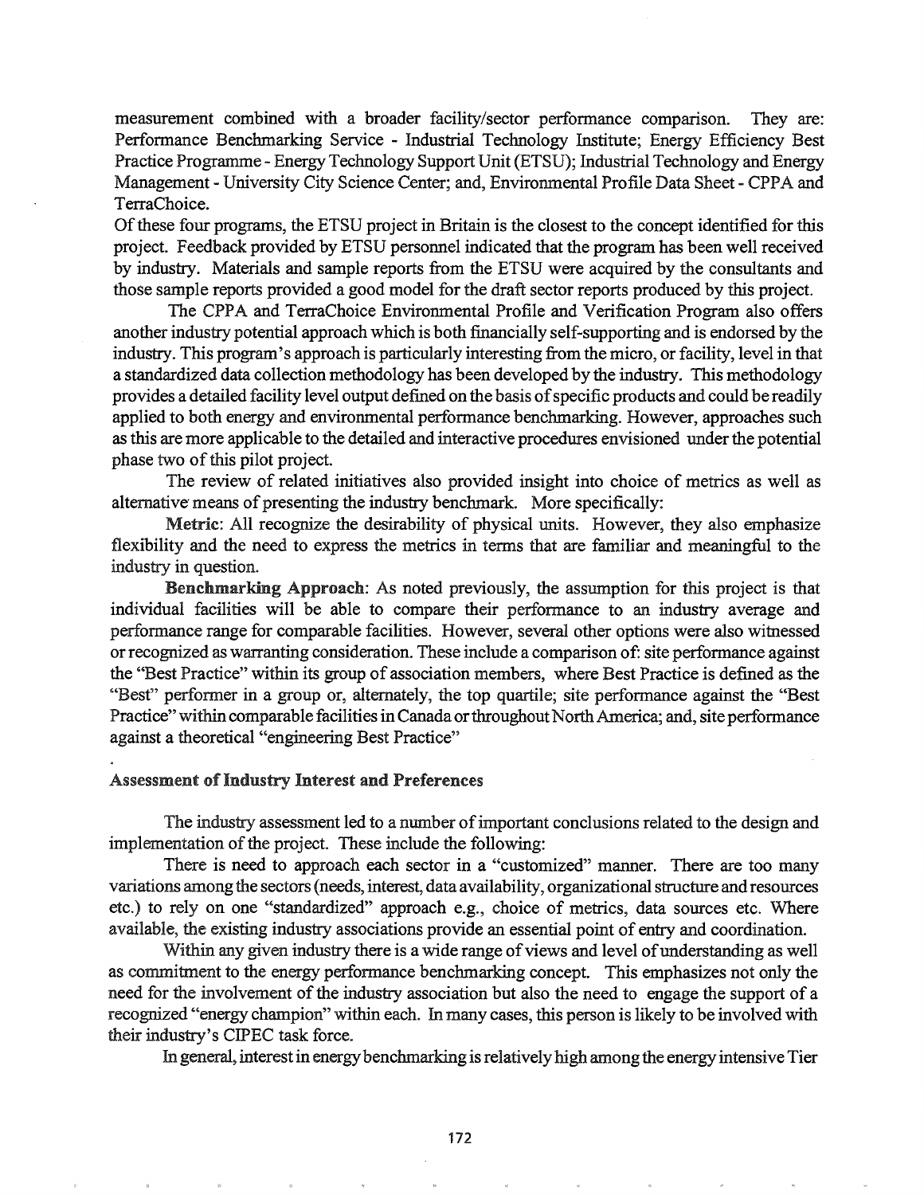measurement combined with a broader facility/sector performance comparison. They are: Performance Benchmarking Service - Industrial Technology Institute; Energy Efficiency Best Practice Programme - Energy Technology Support Unit (ETSU); Industrial Technology and Energy Management - University City Science Center; and, Environmental Profile Data Sheet - CPPA and TerraChoice.

Of these four programs, the ETSU project in Britain is the closest to the concept identified for this project. Feedback provided by ETSU personnel indicated that the program has been well received by industry. Materials and sample reports from the ETSU were acquired by the consultants and those sample reports provided a good model for the draft sector reports produced by this project.

The CPPA and TerraChoice Environmental Profile and Verification Program also offers another industry potential approach which is both financially self-supporting and is endorsed by the industry. This program's approach is particularly interesting from the micro, or facility, level in that a standardized data collection methodology has been developed by the industry. This methodology provides a detailed facility level output defined on the basis of specific products and could be readily applied to both energy and environmental performance benchmarking. However, approaches such as this are more applicable to the detailed and interactive procedures envisioned under the potential phase two of this pilot project.

The review of related initiatives also provided insight into choice of metrics as well as alternative means of presenting the industry benchmark. More specifically:

**Metric**: All recognize the desirability of physical units. However, they also emphasize flexibility and the need to express the metrics in terms that are familiar and meaningful to the industry in question.

**Benchmarking Approach**: As noted previously, the assumption for this project is that individual facilities will be able to compare their performance to an industry average and performance range for comparable facilities. However, several other options were also witnessed or recognized as warranting consideration. These include a comparison of: site performance against the "Best Practice" within its group of association members, where Best Practice is defined as the "Best" performer in a group or, alternately, the top quartile; site performance against the "Best Practice" within comparable facilities in Canada or throughout North America; and, site performance against a theoretical "engineering Best Practice"

### Assessment of Industry Interest and Preferences

The industry assessment led to a number of important conclusions related to the design and implementation of the project. These include the following:

There is need to approach each sector in a "customized" manner. There are too many variations among the sectors (needs, interest, data availability, organizational structure and resources etc.) to rely on one "standardized" approach e.g., choice of metrics, data sources etc. Where available, the existing industry associations provide an essential point of entry and coordination.

Within any given industry there is a wide range of views and level of understanding as well as commitment to the energy performance benchmarking concept. This emphasizes not only the need for the involvement of the industry association but also the need to engage the support of a recognized "energy champion" within each. In many cases, this person is likely to be involved with their industry's CIPEC task force.

In general, interest in energy benchmarking is relatively high among the energy intensive Tier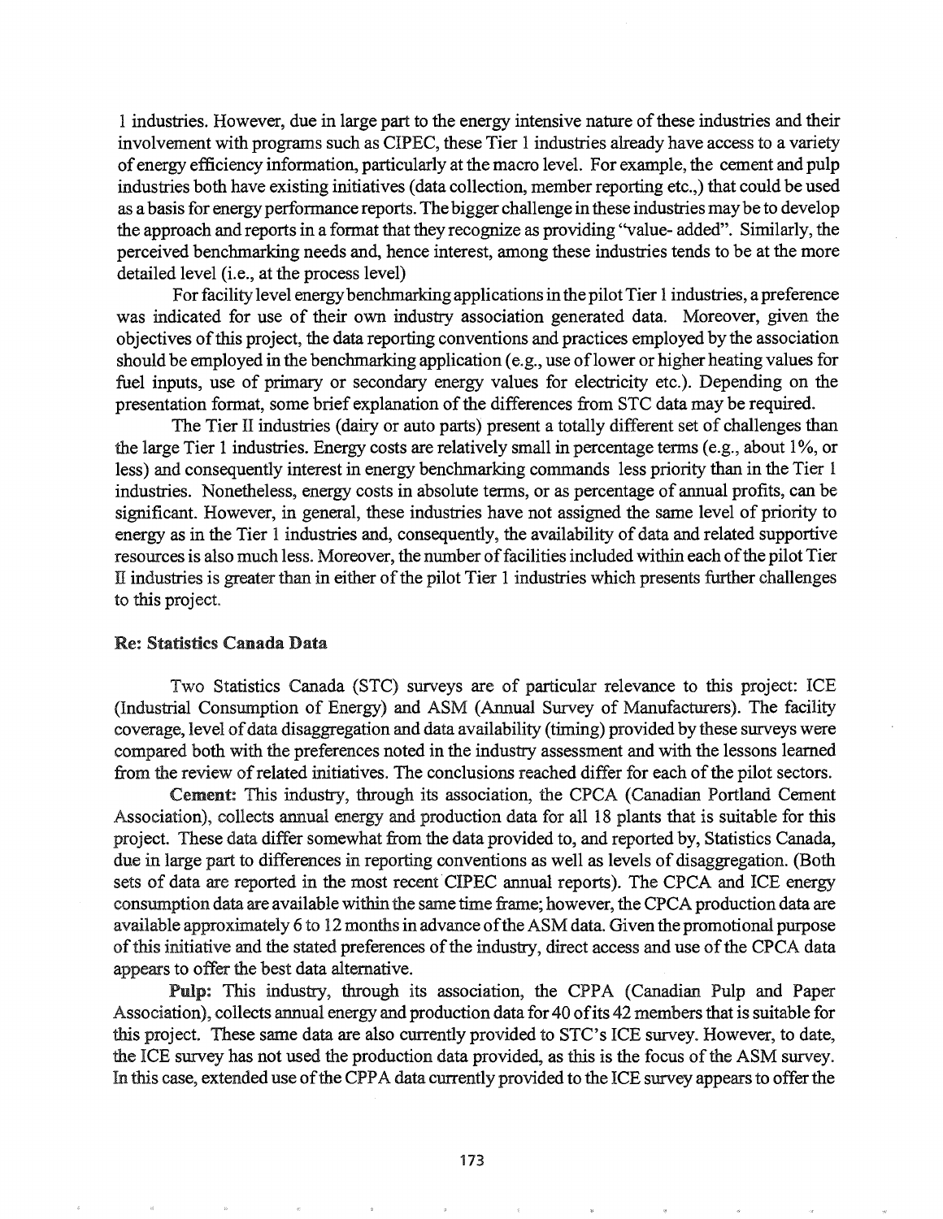1 industries. However, due in large part to the energy intensive nature of these industries and their involvement with programs such as CIPEC, these Tier 1 industries already have access to a variety of energy efficiency information, particularly at the macro level. For example, the cement and pulp industries both have existing initiatives (data collection, member reporting etc.,) that could be used as a basis for energy performance reports. The bigger challenge in these industries may be to develop the approach and reports in a format that they recognize as providing "value- added". Similarly, the perceived benchmarking needs and, hence interest, among these industries tends to be at the more detailed level (i.e., at the process level)

For facility level energy benchmarking applications in the pilot Tier 1 industries, a preference was indicated for use of their own industry association generated data. Moreover, given the objectives of this project, the data reporting conventions and practices employed by the association should be employed in the benchmarking application (e.g., use of lower or higher heating values for fuel inputs, use of primary or secondary energy values for electricity etc.). Depending on the presentation format, some brief explanation of the differences from STC data may be required.

The Tier II industries (dairy or auto parts) present a totally different set of challenges than the large Tier 1 industries. Energy costs are relatively small in percentage terms (e.g., about 1%, or less) and consequently interest in energy benchmarking commands less priority than in the Tier 1 industries. Nonetheless, energy costs in absolute terms, or as percentage of annual profits, can be significant. However, in general, these industries have not assigned the same level of priority to energy as in the Tier 1 industries and, consequently, the availability of data and related supportive resources is also much less. Moreover, the number of facilities included within each of the pilot Tier II industries is greater than in either of the pilot Tier 1 industries which presents further challenges to this project.

**Re: Statistics Canada Data**

Two Statistics Canada (STC) surveys are of particular relevance to this project: ICE (Industrial Consumption of Energy) and ASM (Annual Survey of Manufacturers). The facility coverage, level of data disaggregation and data availability (timing) provided by these surveys were compared both with the preferences noted in the industry assessment and with the lessons learned from the review of related initiatives. The conclusions reached differ for each of the pilot sectors.

**Cement:** This industry, through its association, the CPCA (Canadian Portland Cement Association), collects annual energy and production data for all 18 plants that is suitable for this project. These data differ somewhat from the data provided to, and reported by, Statistics Canada, due in large part to differences in reporting conventions as well as levels of disaggregation. (Both sets of data are reported in the most recent CIPEC annual reports). The CPCA and ICE energy consumption data are available within the same time frame; however, the CPCA production data are available approximately 6 to 12 months in advance of the ASM data. Given the promotional purpose of this initiative and the stated preferences of the industry, direct access and use of the CPCA data appears to offer the best data alternative.

**Pulp:** This industry, through its association, the CPPA (Canadian Pulp and Paper Association), collects annual energy and production data for 40 of its 42 members that is suitable for this project. These same data are also currently provided to STC's ICE survey. However, to date, the ICE survey has not used the production data provided, as this is the focus of the ASM survey. In this case, extended use of the CPPA data currently provided to the ICE survey appears to offer the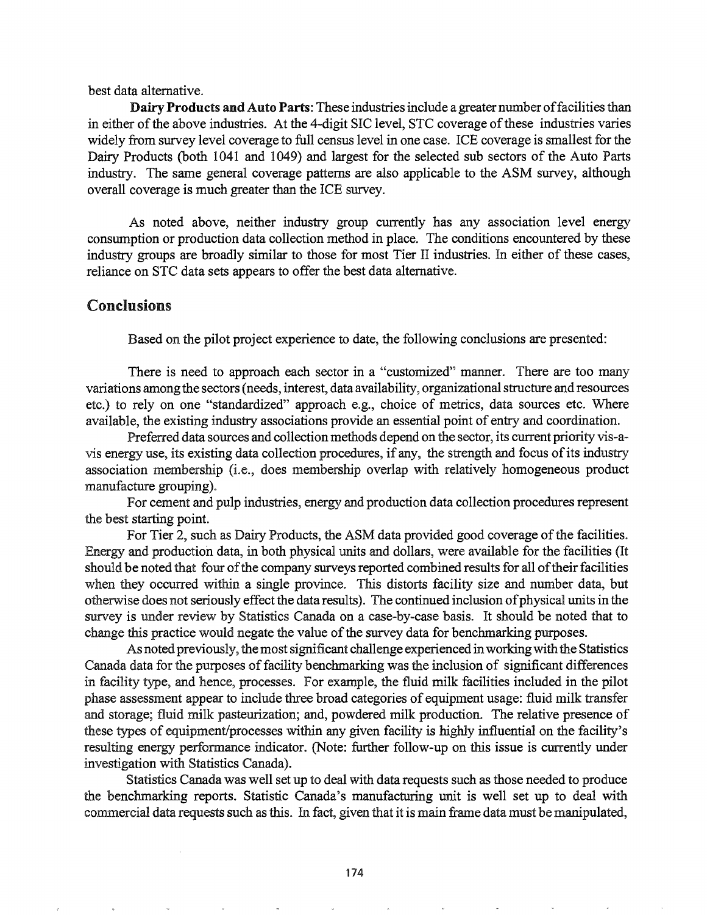best data alternative.

**Dairy Products and Auto Parts**: These industries include a greater number of facilities than in either of the above industries. At the 4-digit SIC level, STC coverage of these industries varies widely from survey level coverage to full census level in one case. ICE coverage is smallest for the Dairy Products (both 1041 and 1049) and largest for the selected sub sectors of the Auto Parts industry. The same general coverage patterns are also applicable to the ASM survey, although overall coverage is much greater than the ICE survey.

As noted above, neither industry group currently has any association level energy consumption or production data collection method in place. The conditions encountered by these industry groups are broadly similar to those for most Tier II industries. In either of these cases, reliance on STC data sets appears to offer the best data alternative.

## Conclusions

Based on the pilot project experience to date, the following conclusions are presented:

There is need to approach each sector in a "customized" manner. There are too many variations among the sectors (needs, interest, data availability, organizational structure and resources etc.) to rely on one "standardized" approach e.g., choice of metrics, data sources etc. Where available, the existing industry associations provide an essential point of entry and coordination.

Preferred data sources and collection methods depend on the sector, its current priority vis-a-vis energy use, its existing data collection procedures, if any, the strength and focus of its industry association membership (i.e., does membership overlap with relatively homogeneous product manufacture grouping).

For cement and pulp industries, energy and production data collection procedures represent the best starting point.

For Tier 2, such as Dairy Products, the ASM data provided good coverage of the facilities. Energy and production data, in both physical units and dollars, were available for the facilities (It should be noted that four of the company surveys reported combined results for all of their facilities when they occurred within a single province. This distorts facility size and number data, but otherwise does not seriously effect the data results). The continued inclusion of physical units in the survey is under review by Statistics Canada on a case-by-case basis. It should be noted that to change this practice would negate the value of the survey data for benchmarking purposes.

As noted previously, the most significant challenge experienced in working with the Statistics Canada data for the purposes of facility benchmarking was the inclusion of significant differences in facility type, and hence, processes. For example, the fluid milk facilities included in the pilot phase assessment appear to include three broad categories of equipment usage: fluid milk transfer and storage; fluid milk pasteurization; and, powdered milk production. The relative presence of these types of equipment/processes within any given facility is highly influential on the facility's resulting energy performance indicator. (Note: further follow-up on this issue is currently under investigation with Statistics Canada).

Statistics Canada was well set up to deal with data requests such as those needed to produce the benchmarking reports. Statistic Canada's manufacturing unit is well set up to deal with commercial data requests such as this. In fact, given that it is main frame data must be manipulated,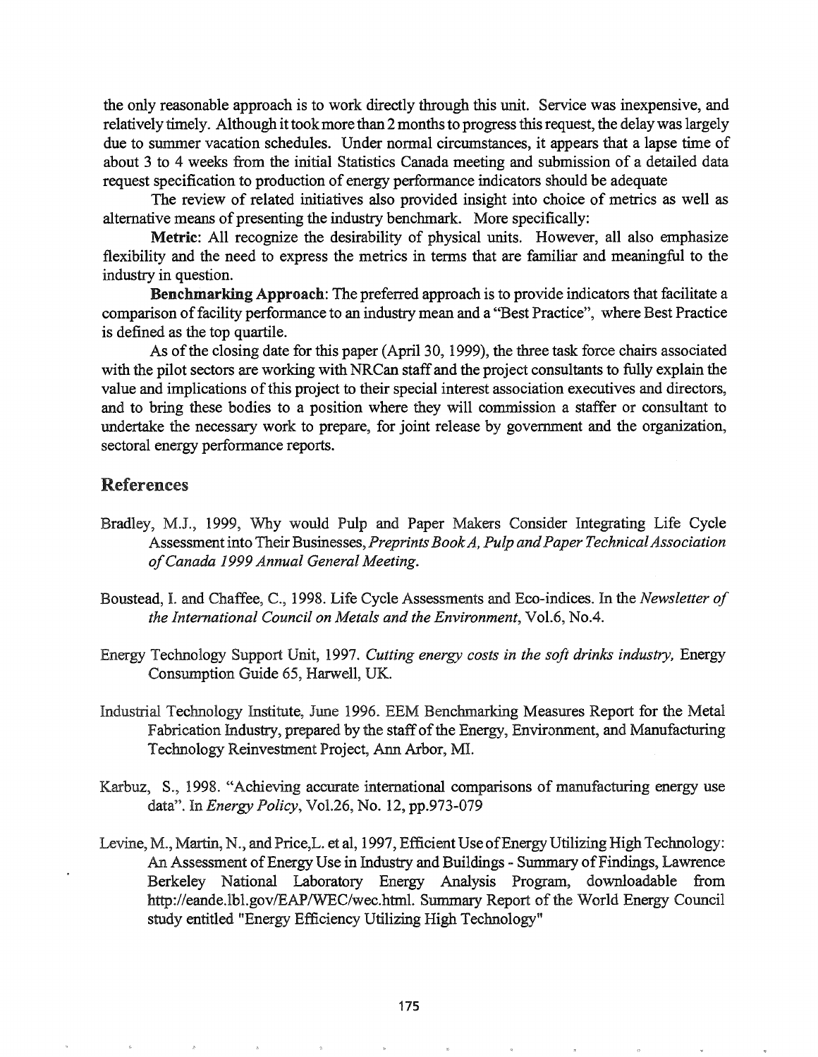the only reasonable approach is to work directly through this unit. Service was inexpensive, and relatively timely. Although it took more than 2 months to progress this request, the delay was largely due to summer vacation schedules. Under normal circumstances, it appears that a lapse time of about 3 to 4 weeks from the initial Statistics Canada meeting and submission of a detailed data request specification to production of energy performance indicators should be adequate

The review of related initiatives also provided insight into choice of metrics as well as alternative means of presenting the industry benchmark. More specifically:

**Metric**: All recognize the desirability of physical units. However, all also emphasize flexibility and the need to express the metrics in terms that are familiar and meaningful to the industry in question.

**Benchmarking Approach**: The preferred approach is to provide indicators that facilitate a comparison of facility performance to an industry mean and a "Best Practice", where Best Practice is defined as the top quartile.

As of the closing date for this paper (April 30, 1999), the three task force chairs associated with the pilot sectors are working with NRCan staff and the project consultants to fully explain the value and implications of this project to their special interest association executives and directors, and to bring these bodies to a position where they will commission a staffer or consultant to undertake the necessary work to prepare, for joint release by government and the organization, sectoral energy performance reports.

## References

Bradley, M.J., 1999, Why would Pulp and Paper Makers Consider Integrating Life Cycle Assessment into Their Businesses, *Preprints Book A, Pulp and Paper Technical Association of Canada 1999 Annual General Meeting.*

Boustead, I. and Chaffee, C., 1998. Life Cycle Assessments and Eco-indices. In the *Newsletter of the International Council on Metals and the Environment*, Vol.6, No.4.

Energy Technology Support Unit, 1997. *Cutting energy costs in the soft drinks industry,* Energy Consumption Guide 65, Harwell, UK.

Industrial Technology Institute, June 1996. EEM Benchmarking Measures Report for the Metal Fabrication Industry, prepared by the staff of the Energy, Environment, and Manufacturing Technology Reinvestment Project, Ann Arbor, MI.

Karbuz, S., 1998. "Achieving accurate international comparisons of manufacturing energy use data". In *Energy Policy*, Vol.26, No. 12, pp.973-079

Levine, M., Martin, N., and Price,L. et al, 1997, Efficient Use of Energy Utilizing High Technology: An Assessment of Energy Use in Industry and Buildings - Summary of Findings, Lawrence Berkeley National Laboratory Energy Analysis Program, downloadable from http://eande.lbl.gov/EAP/WEC/wec.html. Summary Report of the World Energy Council study entitled "Energy Efficiency Utilizing High Technology"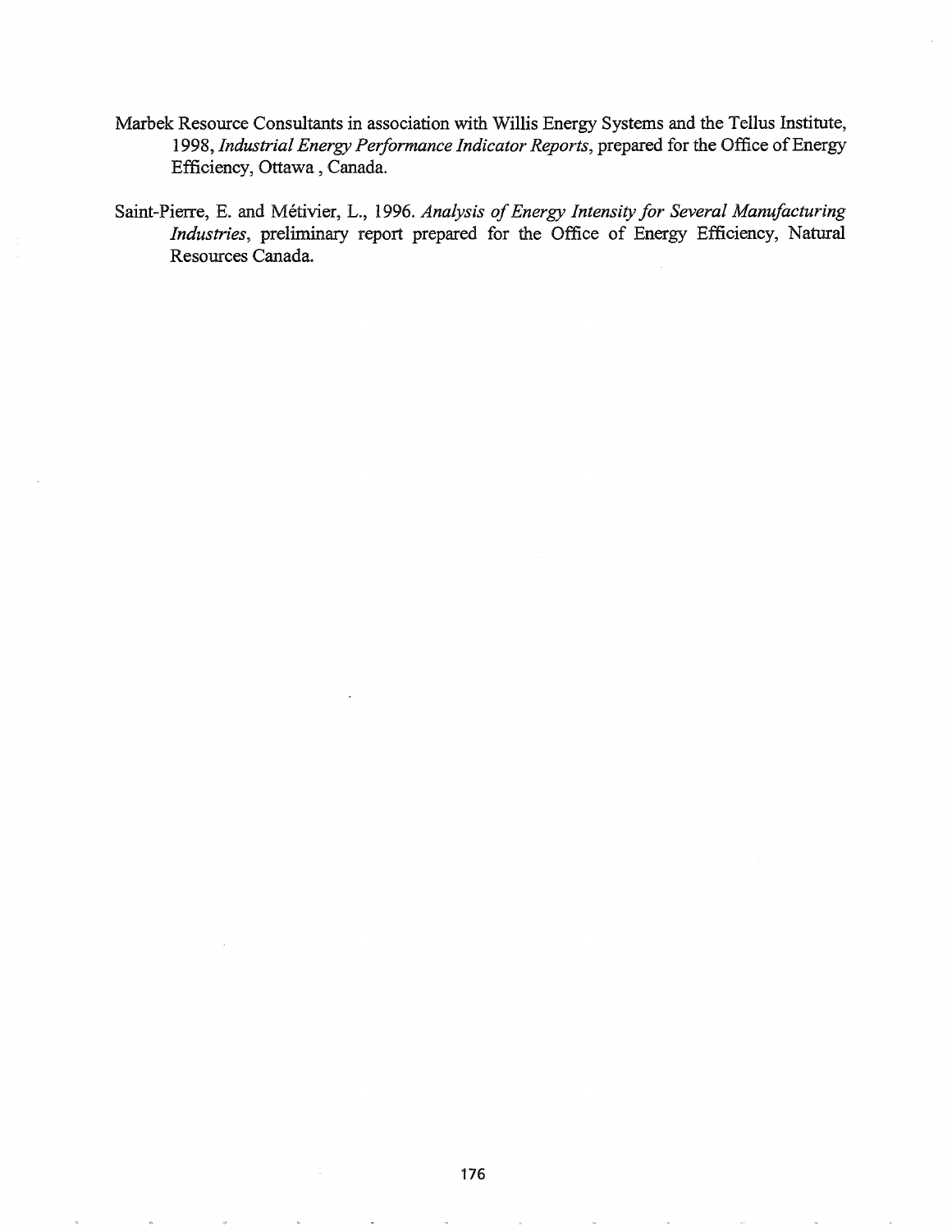Marbek Resource Consultants in association with Willis Energy Systems and the Tellus Institute, 1998, *Industrial Energy Performance Indicator Reports*, prepared for the Office of Energy Efficiency, Ottawa , Canada.

Saint-Pierre, E. and Métivier, L., 1996. *Analysis of Energy Intensity for Several Manufacturing Industries*, preliminary report prepared for the Office of Energy Efficiency, Natural Resources Canada.